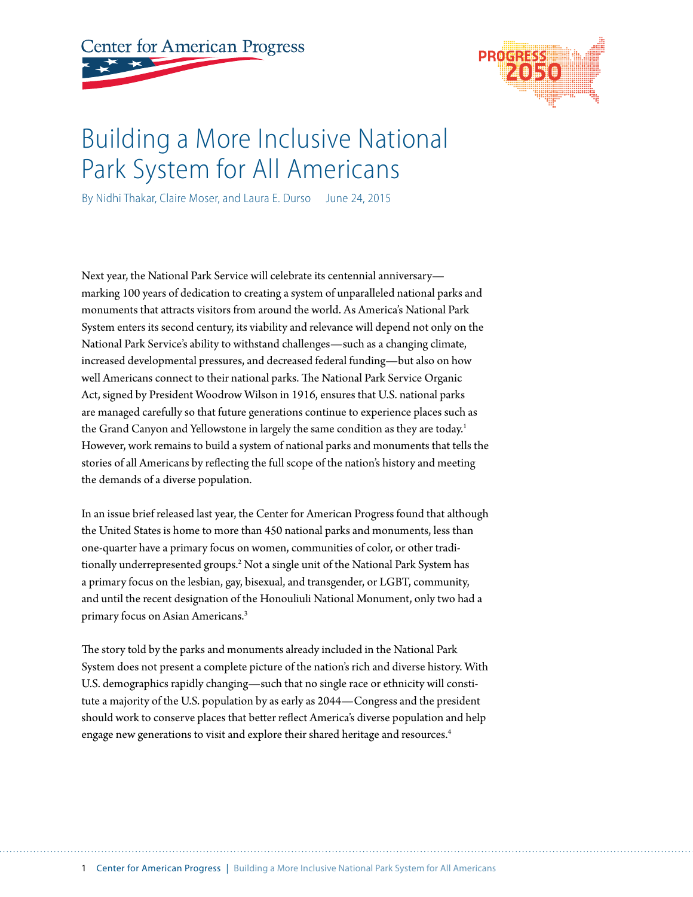# Building a More Inclusive National Park System for All Americans

By Nidhi Thakar, Claire Moser, and Laura E. Durso June 24, 2015

Next year, the National Park Service will celebrate its centennial anniversary—marking 100 years of dedication to creating a system of unparalleled national parks and monuments that attracts visitors from around the world. As America's National Park System enters its second century, its viability and relevance will depend not only on the National Park Service's ability to withstand challenges—such as a changing climate, increased developmental pressures, and decreased federal funding—but also on how well Americans connect to their national parks. The National Park Service Organic Act, signed by President Woodrow Wilson in 1916, ensures that U.S. national parks are managed carefully so that future generations continue to experience places such as the Grand Canyon and Yellowstone in largely the same condition as they are today.[1] However, work remains to build a system of national parks and monuments that tells the stories of all Americans by reflecting the full scope of the nation's history and meeting the demands of a diverse population.

In an issue brief released last year, the Center for American Progress found that although the United States is home to more than 450 national parks and monuments, less than one-quarter have a primary focus on women, communities of color, or other traditionally underrepresented groups.[2] Not a single unit of the National Park System has a primary focus on the lesbian, gay, bisexual, and transgender, or LGBT, community, and until the recent designation of the Honouliuli National Monument, only two had a primary focus on Asian Americans.[3]

The story told by the parks and monuments already included in the National Park System does not present a complete picture of the nation's rich and diverse history. With U.S. demographics rapidly changing—such that no single race or ethnicity will constitute a majority of the U.S. population by as early as 2044—Congress and the president should work to conserve places that better reflect America's diverse population and help engage new generations to visit and explore their shared heritage and resources.[4]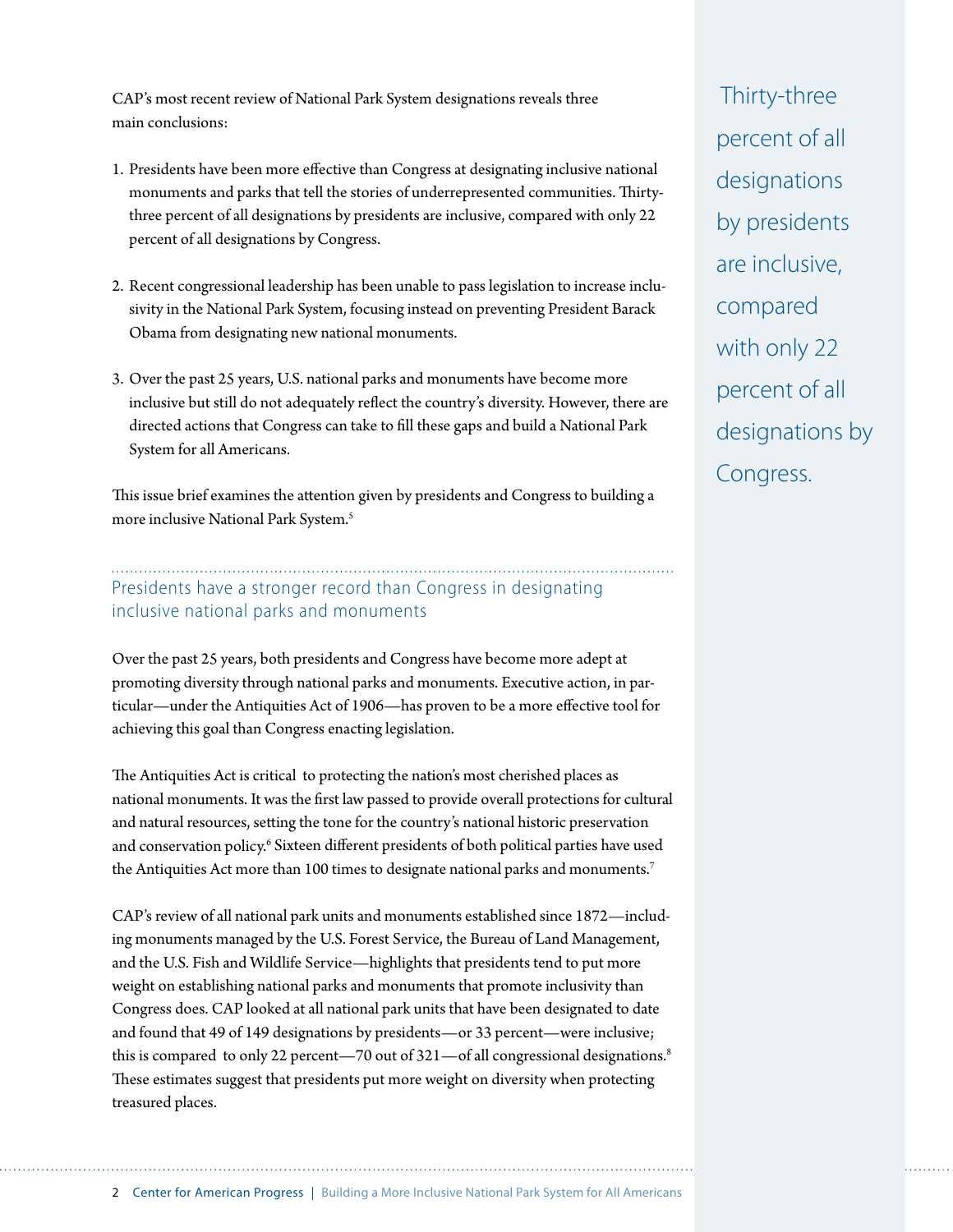CAP's most recent review of National Park System designations reveals three main conclusions:

1. Presidents have been more effective than Congress at designating inclusive national monuments and parks that tell the stories of underrepresented communities. Thirty-three percent of all designations by presidents are inclusive, compared with only 22 percent of all designations by Congress.

2. Recent congressional leadership has been unable to pass legislation to increase inclusivity in the National Park System, focusing instead on preventing President Barack Obama from designating new national monuments.

3. Over the past 25 years, U.S. national parks and monuments have become more inclusive but still do not adequately reflect the country's diversity. However, there are directed actions that Congress can take to fill these gaps and build a National Park System for all Americans.

This issue brief examines the attention given by presidents and Congress to building a more inclusive National Park System.[5]

> Thirty-three percent of all designations by presidents are inclusive, compared with only 22 percent of all designations by Congress.

## Presidents have a stronger record than Congress in designating inclusive national parks and monuments

Over the past 25 years, both presidents and Congress have become more adept at promoting diversity through national parks and monuments. Executive action, in particular—under the Antiquities Act of 1906—has proven to be a more effective tool for achieving this goal than Congress enacting legislation.

The Antiquities Act is critical to protecting the nation's most cherished places as national monuments. It was the first law passed to provide overall protections for cultural and natural resources, setting the tone for the country's national historic preservation and conservation policy.[6] Sixteen different presidents of both political parties have used the Antiquities Act more than 100 times to designate national parks and monuments.[7]

CAP's review of all national park units and monuments established since 1872—including monuments managed by the U.S. Forest Service, the Bureau of Land Management, and the U.S. Fish and Wildlife Service—highlights that presidents tend to put more weight on establishing national parks and monuments that promote inclusivity than Congress does. CAP looked at all national park units that have been designated to date and found that 49 of 149 designations by presidents—or 33 percent—were inclusive; this is compared to only 22 percent—70 out of 321—of all congressional designations.[8] These estimates suggest that presidents put more weight on diversity when protecting treasured places.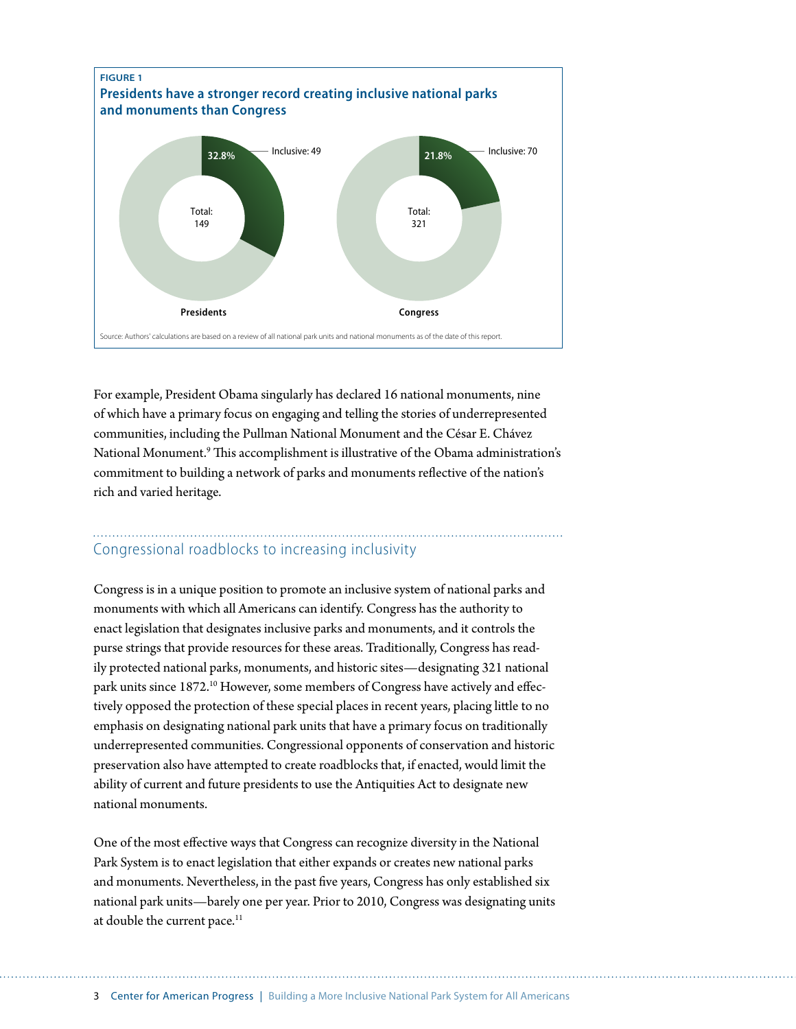FIGURE 1

**Presidents have a stronger record creating inclusive national parks and monuments than Congress**

| | Presidents | Congress |
|---|---|---|
| Inclusive | 49 (32.8%) | 70 (21.8%) |
| Total | 149 | 321 |

Source: Authors' calculations are based on a review of all national park units and national monuments as of the date of this report.

For example, President Obama singularly has declared 16 national monuments, nine of which have a primary focus on engaging and telling the stories of underrepresented communities, including the Pullman National Monument and the César E. Chávez National Monument.[9] This accomplishment is illustrative of the Obama administration's commitment to building a network of parks and monuments reflective of the nation's rich and varied heritage.

## Congressional roadblocks to increasing inclusivity

Congress is in a unique position to promote an inclusive system of national parks and monuments with which all Americans can identify. Congress has the authority to enact legislation that designates inclusive parks and monuments, and it controls the purse strings that provide resources for these areas. Traditionally, Congress has readily protected national parks, monuments, and historic sites—designating 321 national park units since 1872.[10] However, some members of Congress have actively and effectively opposed the protection of these special places in recent years, placing little to no emphasis on designating national park units that have a primary focus on traditionally underrepresented communities. Congressional opponents of conservation and historic preservation also have attempted to create roadblocks that, if enacted, would limit the ability of current and future presidents to use the Antiquities Act to designate new national monuments.

One of the most effective ways that Congress can recognize diversity in the National Park System is to enact legislation that either expands or creates new national parks and monuments. Nevertheless, in the past five years, Congress has only established six national park units—barely one per year. Prior to 2010, Congress was designating units at double the current pace.[11]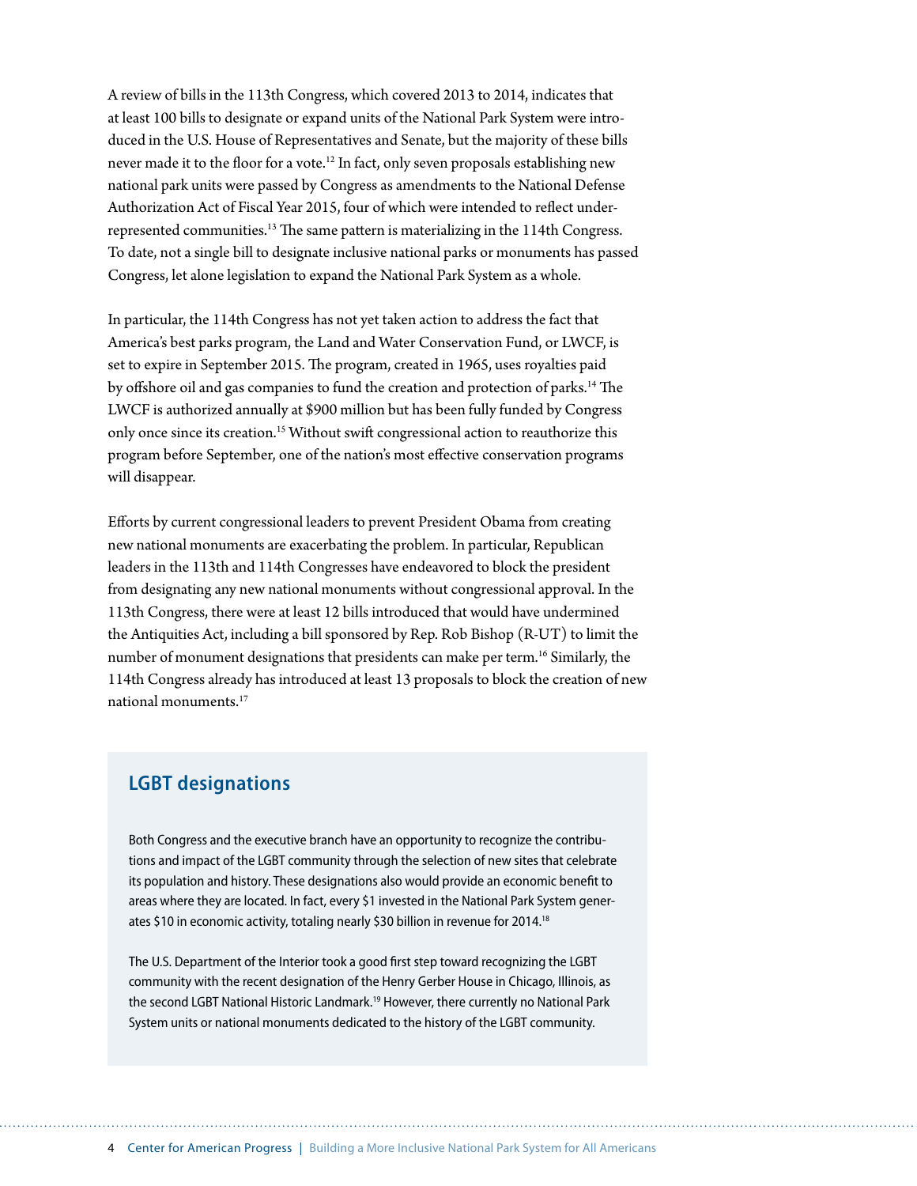A review of bills in the 113th Congress, which covered 2013 to 2014, indicates that at least 100 bills to designate or expand units of the National Park System were introduced in the U.S. House of Representatives and Senate, but the majority of these bills never made it to the floor for a vote.[12] In fact, only seven proposals establishing new national park units were passed by Congress as amendments to the National Defense Authorization Act of Fiscal Year 2015, four of which were intended to reflect underrepresented communities.[13] The same pattern is materializing in the 114th Congress. To date, not a single bill to designate inclusive national parks or monuments has passed Congress, let alone legislation to expand the National Park System as a whole.

In particular, the 114th Congress has not yet taken action to address the fact that America's best parks program, the Land and Water Conservation Fund, or LWCF, is set to expire in September 2015. The program, created in 1965, uses royalties paid by offshore oil and gas companies to fund the creation and protection of parks.[14] The LWCF is authorized annually at $900 million but has been fully funded by Congress only once since its creation.[15] Without swift congressional action to reauthorize this program before September, one of the nation's most effective conservation programs will disappear.

Efforts by current congressional leaders to prevent President Obama from creating new national monuments are exacerbating the problem. In particular, Republican leaders in the 113th and 114th Congresses have endeavored to block the president from designating any new national monuments without congressional approval. In the 113th Congress, there were at least 12 bills introduced that would have undermined the Antiquities Act, including a bill sponsored by Rep. Rob Bishop (R-UT) to limit the number of monument designations that presidents can make per term.[16] Similarly, the 114th Congress already has introduced at least 13 proposals to block the creation of new national monuments.[17]

## LGBT designations

Both Congress and the executive branch have an opportunity to recognize the contributions and impact of the LGBT community through the selection of new sites that celebrate its population and history. These designations also would provide an economic benefit to areas where they are located. In fact, every $1 invested in the National Park System generates $10 in economic activity, totaling nearly $30 billion in revenue for 2014.[18]

The U.S. Department of the Interior took a good first step toward recognizing the LGBT community with the recent designation of the Henry Gerber House in Chicago, Illinois, as the second LGBT National Historic Landmark.[19] However, there currently no National Park System units or national monuments dedicated to the history of the LGBT community.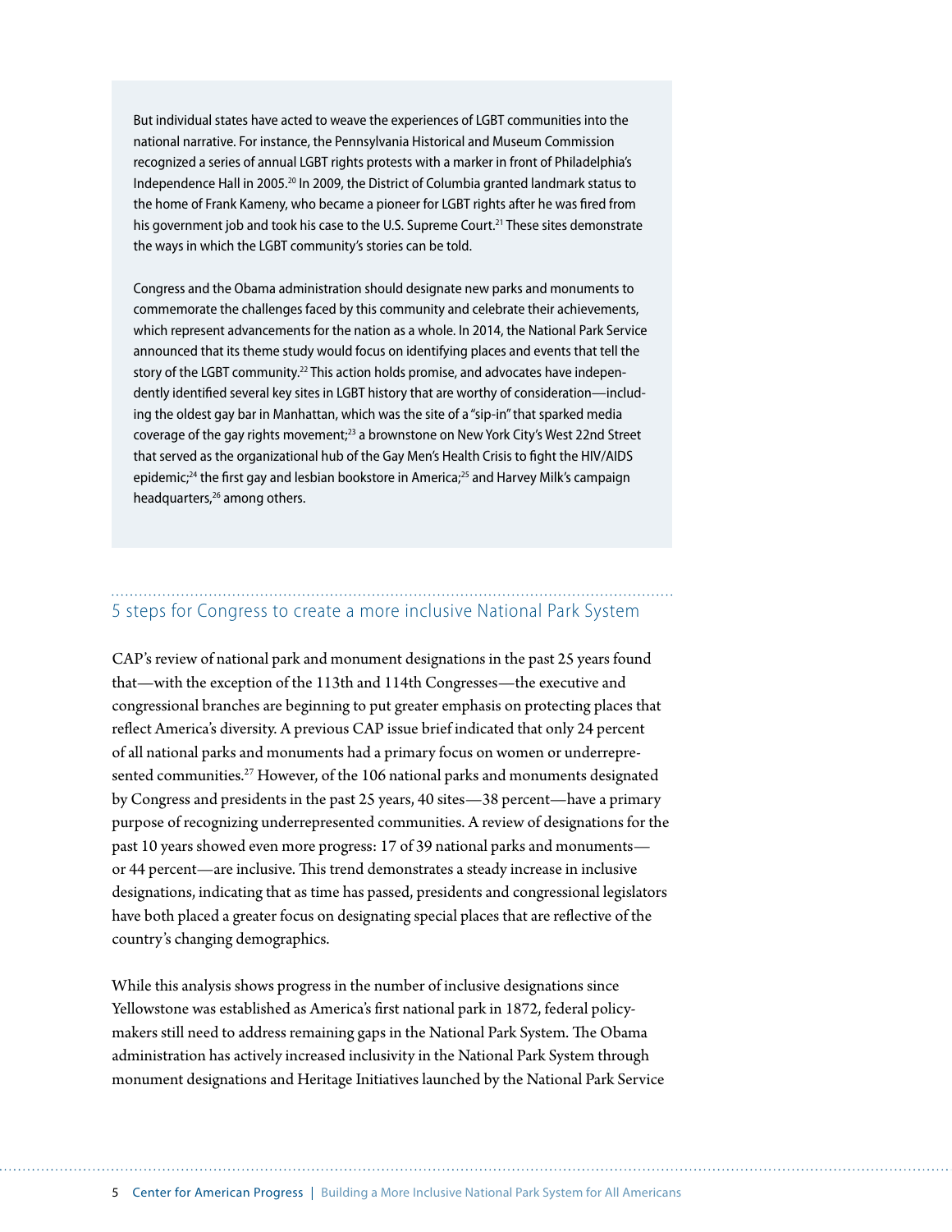But individual states have acted to weave the experiences of LGBT communities into the national narrative. For instance, the Pennsylvania Historical and Museum Commission recognized a series of annual LGBT rights protests with a marker in front of Philadelphia's Independence Hall in 2005.[20] In 2009, the District of Columbia granted landmark status to the home of Frank Kameny, who became a pioneer for LGBT rights after he was fired from his government job and took his case to the U.S. Supreme Court.[21] These sites demonstrate the ways in which the LGBT community's stories can be told.

Congress and the Obama administration should designate new parks and monuments to commemorate the challenges faced by this community and celebrate their achievements, which represent advancements for the nation as a whole. In 2014, the National Park Service announced that its theme study would focus on identifying places and events that tell the story of the LGBT community.[22] This action holds promise, and advocates have independently identified several key sites in LGBT history that are worthy of consideration—including the oldest gay bar in Manhattan, which was the site of a "sip-in" that sparked media coverage of the gay rights movement;[23] a brownstone on New York City's West 22nd Street that served as the organizational hub of the Gay Men's Health Crisis to fight the HIV/AIDS epidemic;[24] the first gay and lesbian bookstore in America;[25] and Harvey Milk's campaign headquarters,[26] among others.

## 5 steps for Congress to create a more inclusive National Park System

CAP's review of national park and monument designations in the past 25 years found that—with the exception of the 113th and 114th Congresses—the executive and congressional branches are beginning to put greater emphasis on protecting places that reflect America's diversity. A previous CAP issue brief indicated that only 24 percent of all national parks and monuments had a primary focus on women or underrepresented communities.[27] However, of the 106 national parks and monuments designated by Congress and presidents in the past 25 years, 40 sites—38 percent—have a primary purpose of recognizing underrepresented communities. A review of designations for the past 10 years showed even more progress: 17 of 39 national parks and monuments—or 44 percent—are inclusive. This trend demonstrates a steady increase in inclusive designations, indicating that as time has passed, presidents and congressional legislators have both placed a greater focus on designating special places that are reflective of the country's changing demographics.

While this analysis shows progress in the number of inclusive designations since Yellowstone was established as America's first national park in 1872, federal policymakers still need to address remaining gaps in the National Park System. The Obama administration has actively increased inclusivity in the National Park System through monument designations and Heritage Initiatives launched by the National Park Service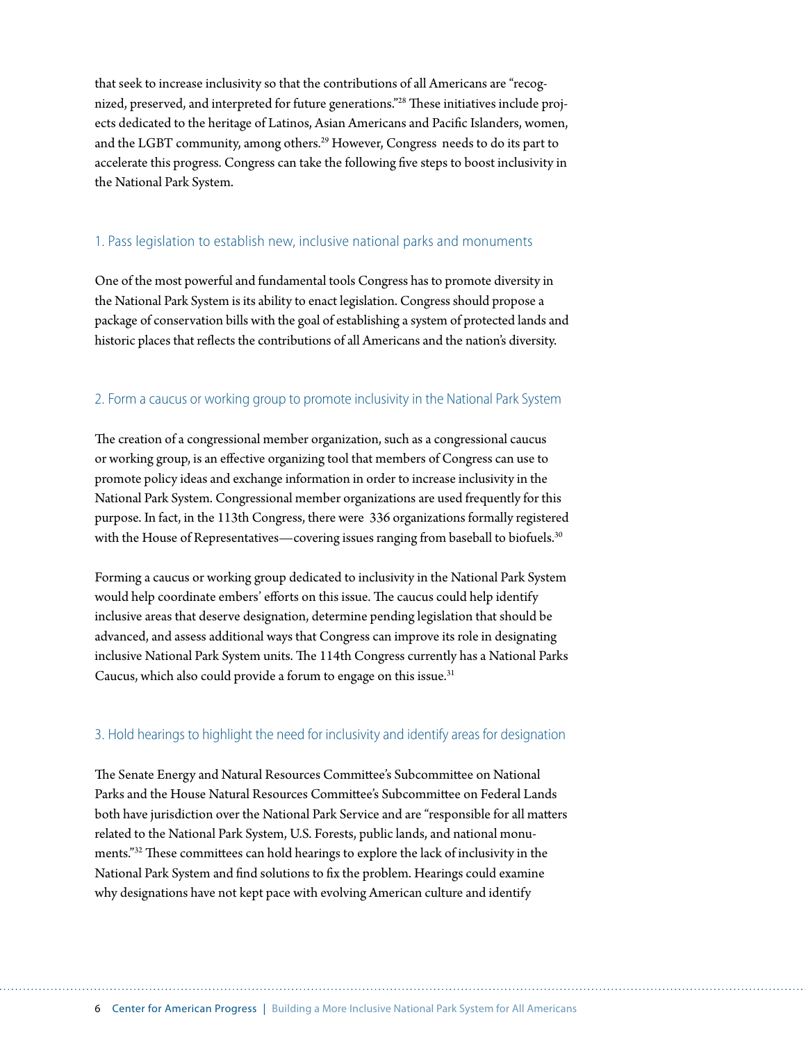that seek to increase inclusivity so that the contributions of all Americans are "recognized, preserved, and interpreted for future generations."[28] These initiatives include projects dedicated to the heritage of Latinos, Asian Americans and Pacific Islanders, women, and the LGBT community, among others.[29] However, Congress needs to do its part to accelerate this progress. Congress can take the following five steps to boost inclusivity in the National Park System.

### 1. Pass legislation to establish new, inclusive national parks and monuments

One of the most powerful and fundamental tools Congress has to promote diversity in the National Park System is its ability to enact legislation. Congress should propose a package of conservation bills with the goal of establishing a system of protected lands and historic places that reflects the contributions of all Americans and the nation's diversity.

### 2. Form a caucus or working group to promote inclusivity in the National Park System

The creation of a congressional member organization, such as a congressional caucus or working group, is an effective organizing tool that members of Congress can use to promote policy ideas and exchange information in order to increase inclusivity in the National Park System. Congressional member organizations are used frequently for this purpose. In fact, in the 113th Congress, there were 336 organizations formally registered with the House of Representatives—covering issues ranging from baseball to biofuels.[30]

Forming a caucus or working group dedicated to inclusivity in the National Park System would help coordinate embers' efforts on this issue. The caucus could help identify inclusive areas that deserve designation, determine pending legislation that should be advanced, and assess additional ways that Congress can improve its role in designating inclusive National Park System units. The 114th Congress currently has a National Parks Caucus, which also could provide a forum to engage on this issue.[31]

### 3. Hold hearings to highlight the need for inclusivity and identify areas for designation

The Senate Energy and Natural Resources Committee's Subcommittee on National Parks and the House Natural Resources Committee's Subcommittee on Federal Lands both have jurisdiction over the National Park Service and are "responsible for all matters related to the National Park System, U.S. Forests, public lands, and national monuments."[32] These committees can hold hearings to explore the lack of inclusivity in the National Park System and find solutions to fix the problem. Hearings could examine why designations have not kept pace with evolving American culture and identify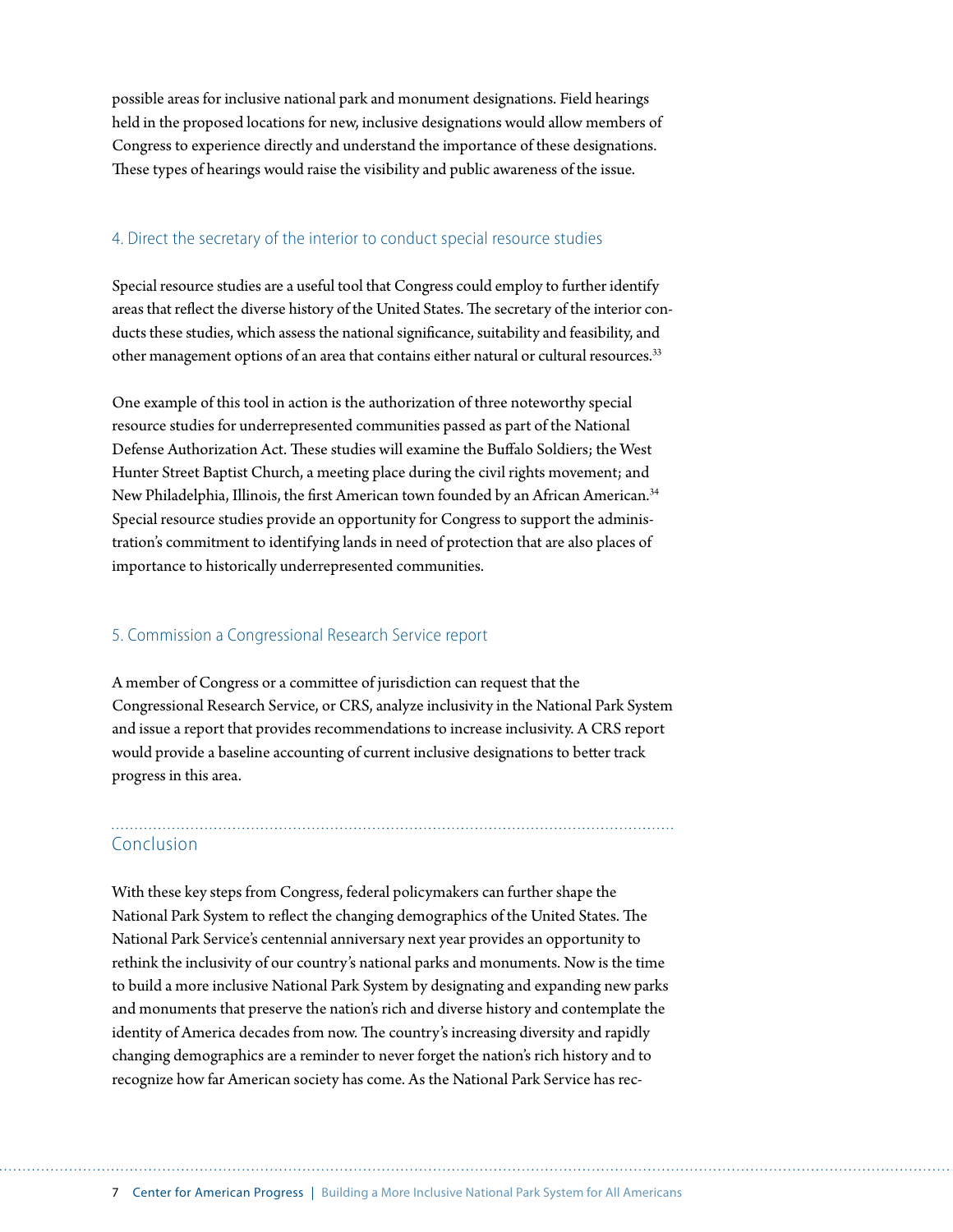possible areas for inclusive national park and monument designations. Field hearings held in the proposed locations for new, inclusive designations would allow members of Congress to experience directly and understand the importance of these designations. These types of hearings would raise the visibility and public awareness of the issue.

### 4. Direct the secretary of the interior to conduct special resource studies

Special resource studies are a useful tool that Congress could employ to further identify areas that reflect the diverse history of the United States. The secretary of the interior conducts these studies, which assess the national significance, suitability and feasibility, and other management options of an area that contains either natural or cultural resources.[33]

One example of this tool in action is the authorization of three noteworthy special resource studies for underrepresented communities passed as part of the National Defense Authorization Act. These studies will examine the Buffalo Soldiers; the West Hunter Street Baptist Church, a meeting place during the civil rights movement; and New Philadelphia, Illinois, the first American town founded by an African American.[34] Special resource studies provide an opportunity for Congress to support the administration's commitment to identifying lands in need of protection that are also places of importance to historically underrepresented communities.

### 5. Commission a Congressional Research Service report

A member of Congress or a committee of jurisdiction can request that the Congressional Research Service, or CRS, analyze inclusivity in the National Park System and issue a report that provides recommendations to increase inclusivity. A CRS report would provide a baseline accounting of current inclusive designations to better track progress in this area.

## Conclusion

With these key steps from Congress, federal policymakers can further shape the National Park System to reflect the changing demographics of the United States. The National Park Service's centennial anniversary next year provides an opportunity to rethink the inclusivity of our country's national parks and monuments. Now is the time to build a more inclusive National Park System by designating and expanding new parks and monuments that preserve the nation's rich and diverse history and contemplate the identity of America decades from now. The country's increasing diversity and rapidly changing demographics are a reminder to never forget the nation's rich history and to recognize how far American society has come. As the National Park Service has rec-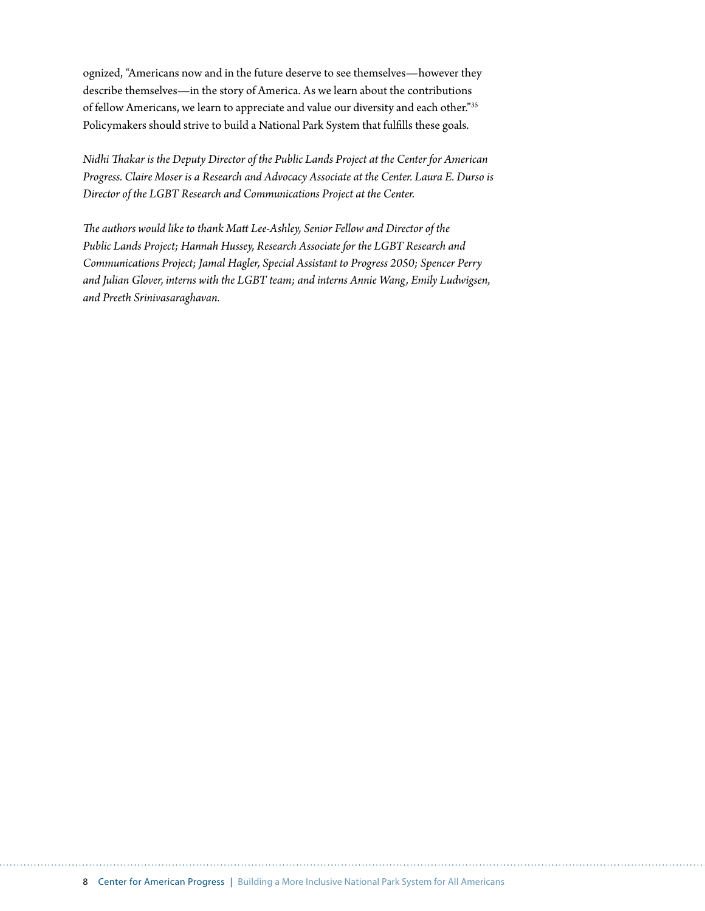ognized, "Americans now and in the future deserve to see themselves—however they describe themselves—in the story of America. As we learn about the contributions of fellow Americans, we learn to appreciate and value our diversity and each other."[35] Policymakers should strive to build a National Park System that fulfills these goals.

*Nidhi Thakar is the Deputy Director of the Public Lands Project at the Center for American Progress. Claire Moser is a Research and Advocacy Associate at the Center. Laura E. Durso is Director of the LGBT Research and Communications Project at the Center.*

*The authors would like to thank Matt Lee-Ashley, Senior Fellow and Director of the Public Lands Project; Hannah Hussey, Research Associate for the LGBT Research and Communications Project; Jamal Hagler, Special Assistant to Progress 2050; Spencer Perry and Julian Glover, interns with the LGBT team; and interns Annie Wang, Emily Ludwigsen, and Preeth Srinivasaraghavan.*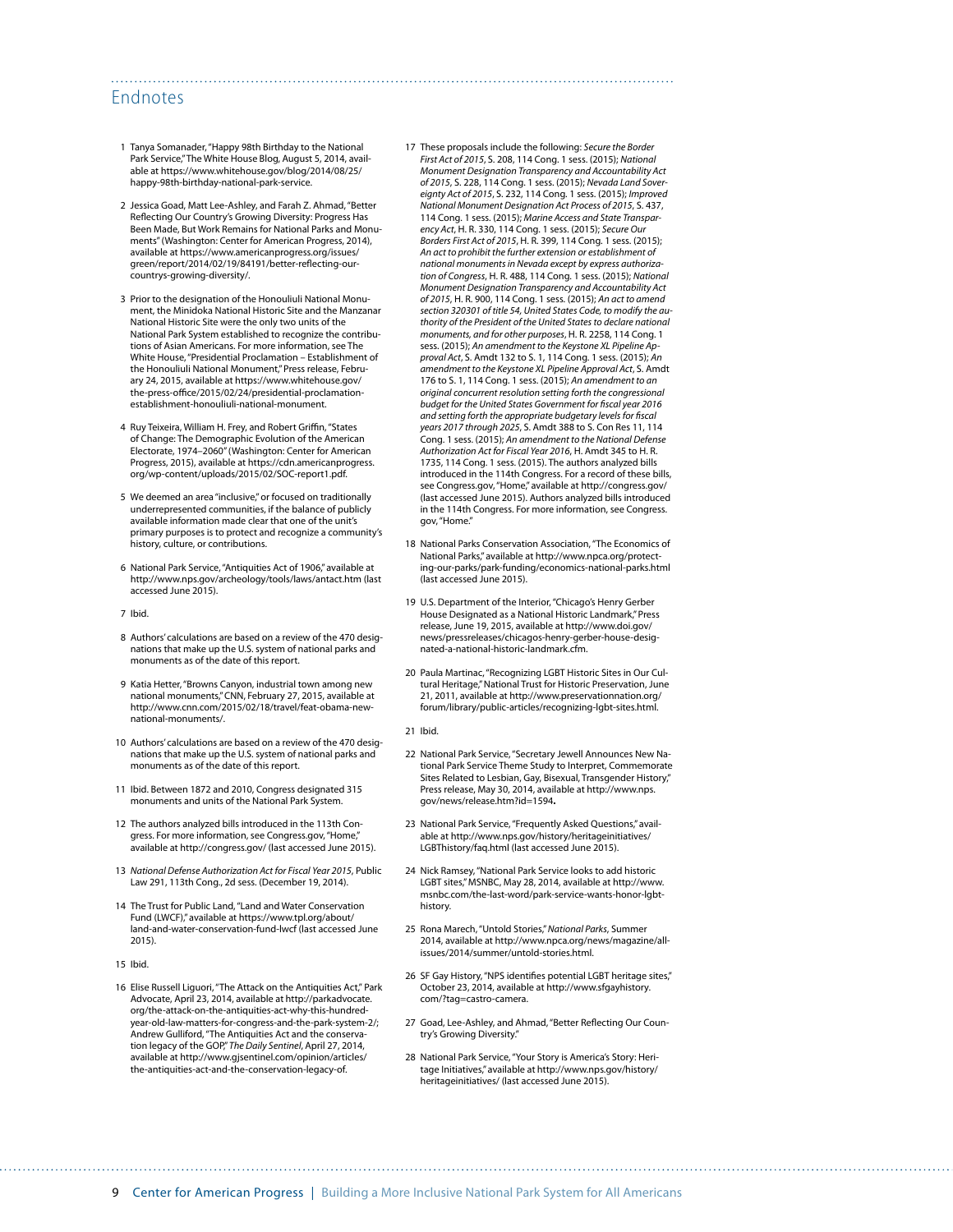## Endnotes

1 Tanya Somanader, "Happy 98th Birthday to the National Park Service," The White House Blog, August 5, 2014, available at https://www.whitehouse.gov/blog/2014/08/25/happy-98th-birthday-national-park-service.

2 Jessica Goad, Matt Lee-Ashley, and Farah Z. Ahmad, "Better Reflecting Our Country's Growing Diversity: Progress Has Been Made, But Work Remains for National Parks and Monuments" (Washington: Center for American Progress, 2014), available at https://www.americanprogress.org/issues/green/report/2014/02/19/84191/better-reflecting-our-countrys-growing-diversity/.

3 Prior to the designation of the Honouliuli National Monument, the Minidoka National Historic Site and the Manzanar National Historic Site were the only two units of the National Park System established to recognize the contributions of Asian Americans. For more information, see The White House, "Presidential Proclamation – Establishment of the Honouliuli National Monument," Press release, February 24, 2015, available at https://www.whitehouse.gov/the-press-office/2015/02/24/presidential-proclamation-establishment-honouliuli-national-monument.

4 Ruy Teixeira, William H. Frey, and Robert Griffin, "States of Change: The Demographic Evolution of the American Electorate, 1974–2060" (Washington: Center for American Progress, 2015), available at https://cdn.americanprogress.org/wp-content/uploads/2015/02/SOC-report1.pdf.

5 We deemed an area "inclusive," or focused on traditionally underrepresented communities, if the balance of publicly available information made clear that one of the unit's primary purposes is to protect and recognize a community's history, culture, or contributions.

6 National Park Service, "Antiquities Act of 1906," available at http://www.nps.gov/archeology/tools/laws/antact.htm (last accessed June 2015).

7 Ibid.

8 Authors' calculations are based on a review of the 470 designations that make up the U.S. system of national parks and monuments as of the date of this report.

9 Katia Hetter, "Browns Canyon, industrial town among new national monuments," CNN, February 27, 2015, available at http://www.cnn.com/2015/02/18/travel/feat-obama-new-national-monuments/.

10 Authors' calculations are based on a review of the 470 designations that make up the U.S. system of national parks and monuments as of the date of this report.

11 Ibid. Between 1872 and 2010, Congress designated 315 monuments and units of the National Park System.

12 The authors analyzed bills introduced in the 113th Congress. For more information, see Congress.gov, "Home," available at http://congress.gov/ (last accessed June 2015).

13 *National Defense Authorization Act for Fiscal Year 2015*, Public Law 291, 113th Cong., 2d sess. (December 19, 2014).

14 The Trust for Public Land, "Land and Water Conservation Fund (LWCF)," available at https://www.tpl.org/about/land-and-water-conservation-fund-lwcf (last accessed June 2015).

15 Ibid.

16 Elise Russell Liguori, "The Attack on the Antiquities Act," Park Advocate, April 23, 2014, available at http://parkadvocate.org/the-attack-on-the-antiquities-act-why-this-hundred-year-old-law-matters-for-congress-and-the-park-system-2/; Andrew Gulliford, "The Antiquities Act and the conservation legacy of the GOP," *The Daily Sentinel*, April 27, 2014, available at http://www.gjsentinel.com/opinion/articles/the-antiquities-act-and-the-conservation-legacy-of.

17 These proposals include the following: *Secure the Border First Act of 2015*, S. 208, 114 Cong. 1 sess. (2015); *National Monument Designation Transparency and Accountability Act of 2015*, S. 228, 114 Cong. 1 sess. (2015); *Nevada Land Sovereignty Act of 2015*, S. 232, 114 Cong. 1 sess. (2015); *Improved National Monument Designation Act Process of 2015*, S. 437, 114 Cong. 1 sess. (2015); *Marine Access and State Transparency Act*, H. R. 330, 114 Cong. 1 sess. (2015); *Secure Our Borders First Act of 2015*, H. R. 399, 114 Cong. 1 sess. (2015); *An act to prohibit the further extension or establishment of national monuments in Nevada except by express authorization of Congress*, H. R. 488, 114 Cong. 1 sess. (2015); *National Monument Designation Transparency and Accountability Act of 2015*, H. R. 900, 114 Cong. 1 sess. (2015); *An act to amend section 320301 of title 54, United States Code, to modify the authority of the President of the United States to declare national monuments, and for other purposes*, H. R. 2258, 114 Cong. 1 sess. (2015); *An amendment to the Keystone XL Pipeline Approval Act*, S. Amdt 132 to S. 1, 114 Cong. 1 sess. (2015); *An amendment to the Keystone XL Pipeline Approval Act*, S. Amdt 176 to S. 1, 114 Cong. 1 sess. (2015); *An amendment to an original concurrent resolution setting forth the congressional budget for the United States Government for fiscal year 2016 and setting forth the appropriate budgetary levels for fiscal years 2017 through 2025*, S. Amdt 388 to S. Con Res 11, 114 Cong. 1 sess. (2015); *An amendment to the National Defense Authorization Act for Fiscal Year 2016*, H. Amdt 345 to H. R. 1735, 114 Cong. 1 sess. (2015). The authors analyzed bills introduced in the 114th Congress. For a record of these bills, see Congress.gov, "Home," available at http://congress.gov/ (last accessed June 2015). Authors analyzed bills introduced in the 114th Congress. For more information, see Congress.gov, "Home."

18 National Parks Conservation Association, "The Economics of National Parks," available at http://www.npca.org/protecting-our-parks/park-funding/economics-national-parks.html (last accessed June 2015).

19 U.S. Department of the Interior, "Chicago's Henry Gerber House Designated as a National Historic Landmark," Press release, June 19, 2015, available at http://www.doi.gov/news/pressreleases/chicagos-henry-gerber-house-designated-a-national-historic-landmark.cfm.

20 Paula Martinac, "Recognizing LGBT Historic Sites in Our Cultural Heritage," National Trust for Historic Preservation, June 21, 2011, available at http://www.preservationnation.org/forum/library/public-articles/recognizing-lgbt-sites.html.

21 Ibid.

22 National Park Service, "Secretary Jewell Announces New National Park Service Theme Study to Interpret, Commemorate Sites Related to Lesbian, Gay, Bisexual, Transgender History," Press release, May 30, 2014, available at http://www.nps.gov/news/release.htm?id=1594.

23 National Park Service, "Frequently Asked Questions," available at http://www.nps.gov/history/heritageinitiatives/LGBThistory/faq.html (last accessed June 2015).

24 Nick Ramsey, "National Park Service looks to add historic LGBT sites," MSNBC, May 28, 2014, available at http://www.msnbc.com/the-last-word/park-service-wants-honor-lgbt-history.

25 Rona Marech, "Untold Stories," *National Parks*, Summer 2014, available at http://www.npca.org/news/magazine/all-issues/2014/summer/untold-stories.html.

26 SF Gay History, "NPS identifies potential LGBT heritage sites," October 23, 2014, available at http://www.sfgayhistory.com/?tag=castro-camera.

27 Goad, Lee-Ashley, and Ahmad, "Better Reflecting Our Country's Growing Diversity."

28 National Park Service, "Your Story is America's Story: Heritage Initiatives," available at http://www.nps.gov/history/heritageinitiatives/ (last accessed June 2015).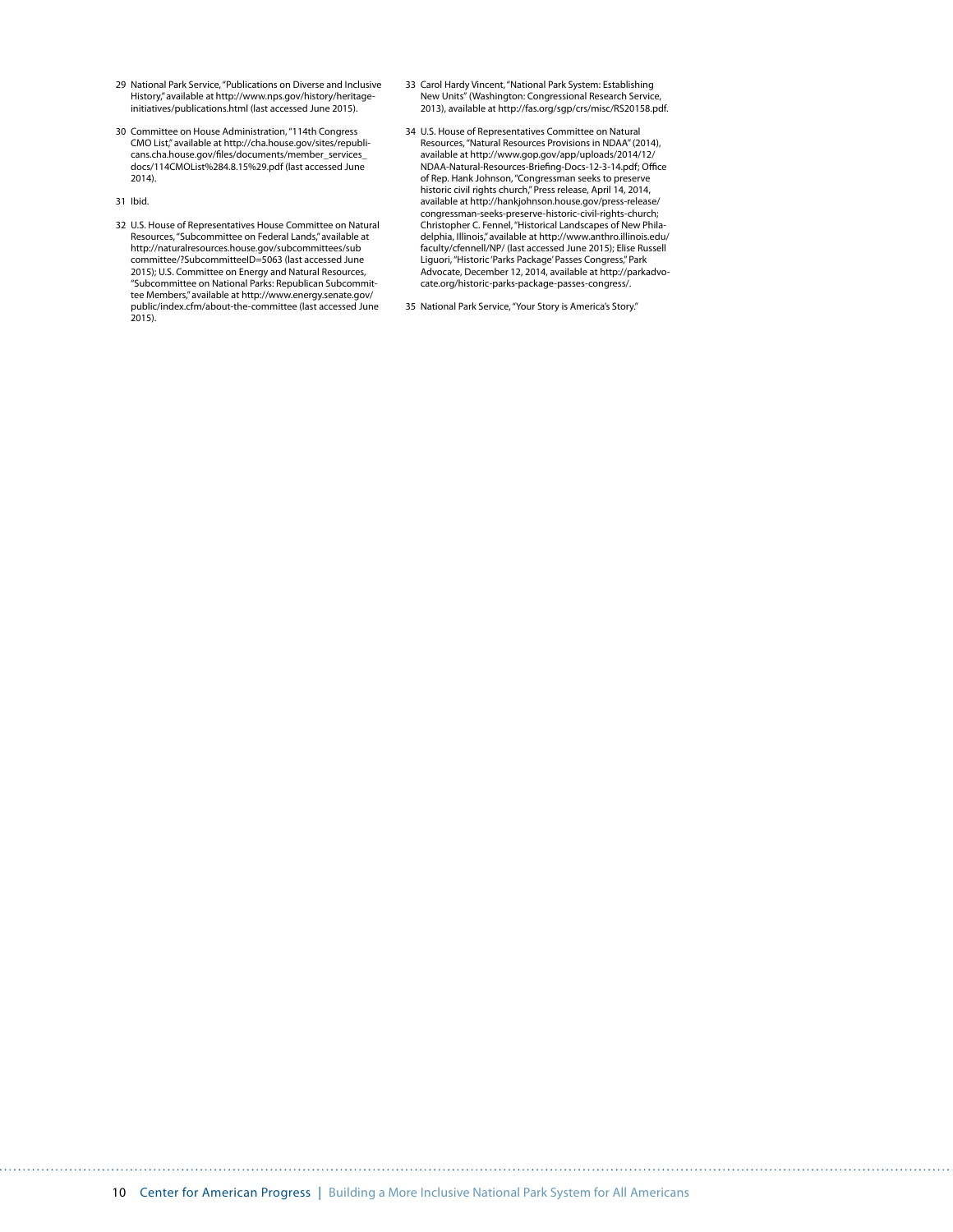29 National Park Service, "Publications on Diverse and Inclusive History," available at http://www.nps.gov/history/heritage-initiatives/publications.html (last accessed June 2015).

30 Committee on House Administration, "114th Congress CMO List," available at http://cha.house.gov/sites/republicans.cha.house.gov/files/documents/member_services_docs/114CMOList%284.8.15%29.pdf (last accessed June 2014).

31 Ibid.

32 U.S. House of Representatives House Committee on Natural Resources, "Subcommittee on Federal Lands," available at http://naturalresources.house.gov/subcommittees/subcommittee/?SubcommitteeID=5063 (last accessed June 2015); U.S. Committee on Energy and Natural Resources, "Subcommittee on National Parks: Republican Subcommittee Members," available at http://www.energy.senate.gov/public/index.cfm/about-the-committee (last accessed June 2015).

33 Carol Hardy Vincent, "National Park System: Establishing New Units" (Washington: Congressional Research Service, 2013), available at http://fas.org/sgp/crs/misc/RS20158.pdf.

34 U.S. House of Representatives Committee on Natural Resources, "Natural Resources Provisions in NDAA" (2014), available at http://www.gop.gov/app/uploads/2014/12/NDAA-Natural-Resources-Briefing-Docs-12-3-14.pdf; Office of Rep. Hank Johnson, "Congressman seeks to preserve historic civil rights church," Press release, April 14, 2014, available at http://hankjohnson.house.gov/press-release/congressman-seeks-preserve-historic-civil-rights-church; Christopher C. Fennel, "Historical Landscapes of New Philadelphia, Illinois," available at http://www.anthro.illinois.edu/faculty/cfennell/NP/ (last accessed June 2015); Elise Russell Liguori, "Historic 'Parks Package' Passes Congress," Park Advocate, December 12, 2014, available at http://parkadvocate.org/historic-parks-package-passes-congress/.

35 National Park Service, "Your Story is America's Story."